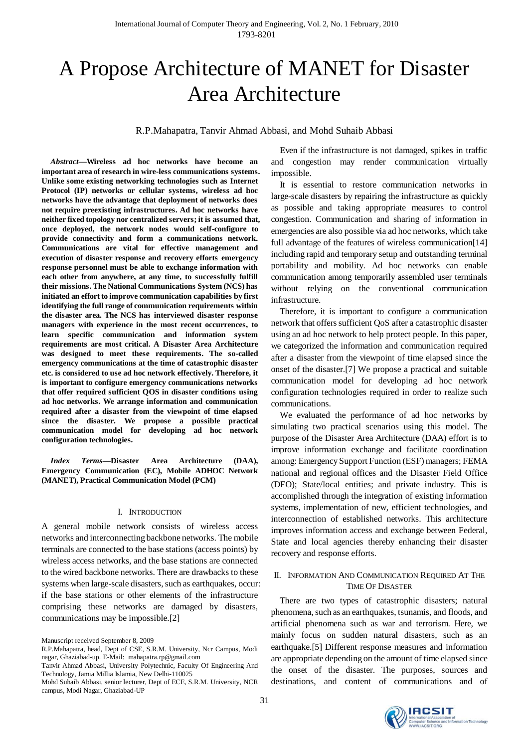# A Propose Architecture of MANET for Disaster Area Architecture

R.P.Mahapatra, Tanvir Ahmad Abbasi, and Mohd Suhaib Abbasi

***Abstract*—Wireless ad hoc networks have become an important area of research in wire-less communications systems. Unlike some existing networking technologies such as Internet Protocol (IP) networks or cellular systems, wireless ad hoc networks have the advantage that deployment of networks does not require preexisting infrastructures. Ad hoc networks have neither fixed topology nor centralized servers; it is assumed that, once deployed, the network nodes would self-configure to provide connectivity and form a communications network. Communications are vital for effective management and execution of disaster response and recovery efforts emergency response personnel must be able to exchange information with each other from anywhere, at any time, to successfully fulfill their missions. The National Communications System (NCS) has initiated an effort to improve communication capabilities by first identifying the full range of communication requirements within the disaster area. The NCS has interviewed disaster response managers with experience in the most recent occurrences, to learn specific communication and information system requirements are most critical. A Disaster Area Architecture was designed to meet these requirements. The so-called emergency communications at the time of catastrophic disaster etc. is considered to use ad hoc network effectively. Therefore, it is important to configure emergency communications networks that offer required sufficient QOS in disaster conditions using ad hoc networks. We arrange information and communication required after a disaster from the viewpoint of time elapsed since the disaster. We propose a possible practical communication model for developing ad hoc network configuration technologies.**

***Index Terms*—Disaster Area Architecture (DAA), Emergency Communication (EC), Mobile ADHOC Network (MANET), Practical Communication Model (PCM)**

## I. Introduction

A general mobile network consists of wireless access networks and interconnecting backbone networks. The mobile terminals are connected to the base stations (access points) by wireless access networks, and the base stations are connected to the wired backbone networks. There are drawbacks to these systems when large-scale disasters, such as earthquakes, occur: if the base stations or other elements of the infrastructure comprising these networks are damaged by disasters, communications may be impossible.[2]

Manuscript received September 8, 2009

R.P.Mahapatra, head, Dept of CSE, S.R.M. University, Ncr Campus, Modi nagar, Ghaziabad-up. E-Mail: mahapatra.rp@gmail.com

Tanvir Ahmad Abbasi, University Polytechnic, Faculty Of Engineering And Technology, Jamia Millia Islamia, New Delhi-110025

Mohd Suhaib Abbasi, senior lecturer, Dept of ECE, S.R.M. University, NCR campus, Modi Nagar, Ghaziabad-UP

Even if the infrastructure is not damaged, spikes in traffic and congestion may render communication virtually impossible.

It is essential to restore communication networks in large-scale disasters by repairing the infrastructure as quickly as possible and taking appropriate measures to control congestion. Communication and sharing of information in emergencies are also possible via ad hoc networks, which take full advantage of the features of wireless communication[14] including rapid and temporary setup and outstanding terminal portability and mobility. Ad hoc networks can enable communication among temporarily assembled user terminals without relying on the conventional communication infrastructure.

Therefore, it is important to configure a communication network that offers sufficient QoS after a catastrophic disaster using an ad hoc network to help protect people. In this paper, we categorized the information and communication required after a disaster from the viewpoint of time elapsed since the onset of the disaster.[7] We propose a practical and suitable communication model for developing ad hoc network configuration technologies required in order to realize such communications.

We evaluated the performance of ad hoc networks by simulating two practical scenarios using this model. The purpose of the Disaster Area Architecture (DAA) effort is to improve information exchange and facilitate coordination among: Emergency Support Function (ESF) managers; FEMA national and regional offices and the Disaster Field Office (DFO); State/local entities; and private industry. This is accomplished through the integration of existing information systems, implementation of new, efficient technologies, and interconnection of established networks. This architecture improves information access and exchange between Federal, State and local agencies thereby enhancing their disaster recovery and response efforts.

## II. Information And Communication Required At The Time Of Disaster

There are two types of catastrophic disasters; natural phenomena, such as an earthquakes, tsunamis, and floods, and artificial phenomena such as war and terrorism. Here, we mainly focus on sudden natural disasters, such as an earthquake.[5] Different response measures and information are appropriate depending on the amount of time elapsed since the onset of the disaster. The purposes, sources and destinations, and content of communications and of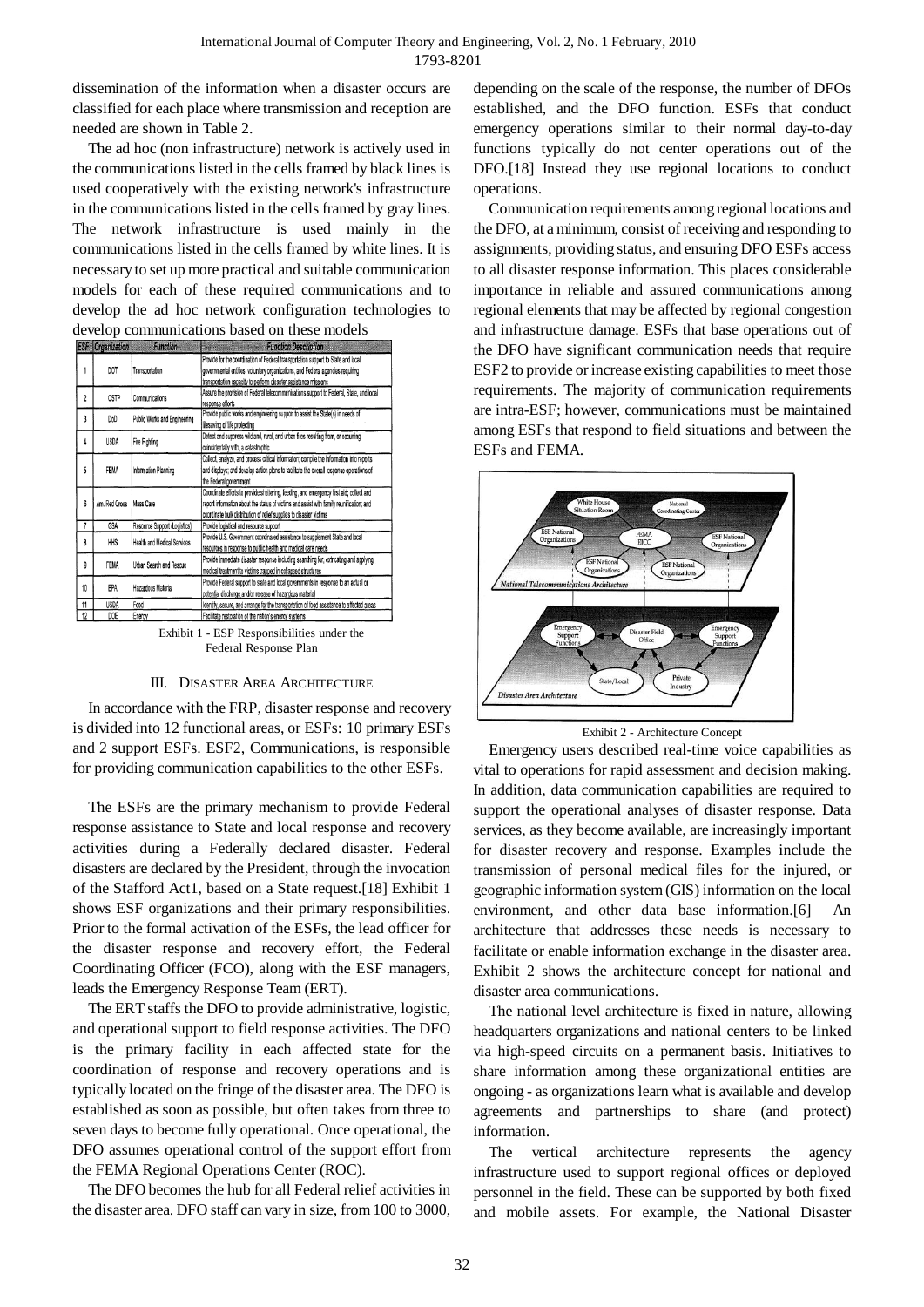dissemination of the information when a disaster occurs are classified for each place where transmission and reception are needed are shown in Table 2.

The ad hoc (non infrastructure) network is actively used in the communications listed in the cells framed by black lines is used cooperatively with the existing network's infrastructure in the communications listed in the cells framed by gray lines. The network infrastructure is used mainly in the communications listed in the cells framed by white lines. It is necessary to set up more practical and suitable communication models for each of these required communications and to develop the ad hoc network configuration technologies to develop communications based on these models

| ESF | Organization | Function | Function Description |
|---|---|---|---|
| 1 | DOT | Transportation | Provide for the coordination of Federal transportation support to State and local governmental entities, voluntary organizations, and Federal agencies requiring transportation capacity to perform disaster assistance missions |
| 2 | OSTP | Communications | Assure the provision of Federal telecommunications support to Federal, State, and local response efforts |
| 3 | DoD | Public Works and Engineering | Provide public works and engineering support to assist the State(s) in needs of lifesaving of life protecting |
| 4 | USDA | Fire Fighting | Detect and suppress wildland, rural, and urban fires resulting from, or occurring coincidentally with, a catastrophic |
| 5 | FEMA | Information Planning | Collect, analyze, and process critical information; compile the information into reports and displays; and develop action plans to facilitate the overall response operations of the Federal government |
| 6 | Am. Red Cross | Mass Care | Coordinate efforts to provide sheltering, feeding, and emergency first aid; collect and report information about the status of victims and assist with family reunification; and coordinate bulk distribution of relief supplies to disaster victims |
| 7 | GSA | Resource Support (Logistics) | Provide logistical and resource support |
| 8 | HHS | Health and Medical Services | Provide U.S. Government coordinated assistance to supplement State and local resources in response to public health and medical care needs |
| 9 | FEMA | Urban Search and Rescue | Provide immediate disaster response including searching for, extricating and applying medical treatment to victims trapped in collapsed structures |
| 10 | EPA | Hazardous Material | Provide Federal support to state and local governments in response to an actual or potential discharge and/or release of hazardous material |
| 11 | USDA | Food | Identify, secure, and arrange for the transportation of food assistance to affected areas |
| 12 | DOE | Energy | Facilitate restoration of the nation's energy systems |

Exhibit 1 - ESP Responsibilities under the Federal Response Plan

## III. Disaster Area Architecture

In accordance with the FRP, disaster response and recovery is divided into 12 functional areas, or ESFs: 10 primary ESFs and 2 support ESFs. ESF2, Communications, is responsible for providing communication capabilities to the other ESFs.

The ESFs are the primary mechanism to provide Federal response assistance to State and local response and recovery activities during a Federally declared disaster. Federal disasters are declared by the President, through the invocation of the Stafford Act1, based on a State request.[18] Exhibit 1 shows ESF organizations and their primary responsibilities. Prior to the formal activation of the ESFs, the lead officer for the disaster response and recovery effort, the Federal Coordinating Officer (FCO), along with the ESF managers, leads the Emergency Response Team (ERT).

The ERT staffs the DFO to provide administrative, logistic, and operational support to field response activities. The DFO is the primary facility in each affected state for the coordination of response and recovery operations and is typically located on the fringe of the disaster area. The DFO is established as soon as possible, but often takes from three to seven days to become fully operational. Once operational, the DFO assumes operational control of the support effort from the FEMA Regional Operations Center (ROC).

The DFO becomes the hub for all Federal relief activities in the disaster area. DFO staff can vary in size, from 100 to 3000, depending on the scale of the response, the number of DFOs established, and the DFO function. ESFs that conduct emergency operations similar to their normal day-to-day functions typically do not center operations out of the DFO.[18] Instead they use regional locations to conduct operations.

Communication requirements among regional locations and the DFO, at a minimum, consist of receiving and responding to assignments, providing status, and ensuring DFO ESFs access to all disaster response information. This places considerable importance in reliable and assured communications among regional elements that may be affected by regional congestion and infrastructure damage. ESFs that base operations out of the DFO have significant communication needs that require ESF2 to provide or increase existing capabilities to meet those requirements. The majority of communication requirements are intra-ESF; however, communications must be maintained among ESFs that respond to field situations and between the ESFs and FEMA.

Exhibit 2 - Architecture Concept

Emergency users described real-time voice capabilities as vital to operations for rapid assessment and decision making. In addition, data communication capabilities are required to support the operational analyses of disaster response. Data services, as they become available, are increasingly important for disaster recovery and response. Examples include the transmission of personal medical files for the injured, or geographic information system (GIS) information on the local environment, and other data base information.[6] An architecture that addresses these needs is necessary to facilitate or enable information exchange in the disaster area. Exhibit 2 shows the architecture concept for national and disaster area communications.

The national level architecture is fixed in nature, allowing headquarters organizations and national centers to be linked via high-speed circuits on a permanent basis. Initiatives to share information among these organizational entities are ongoing - as organizations learn what is available and develop agreements and partnerships to share (and protect) information.

The vertical architecture represents the agency infrastructure used to support regional offices or deployed personnel in the field. These can be supported by both fixed and mobile assets. For example, the National Disaster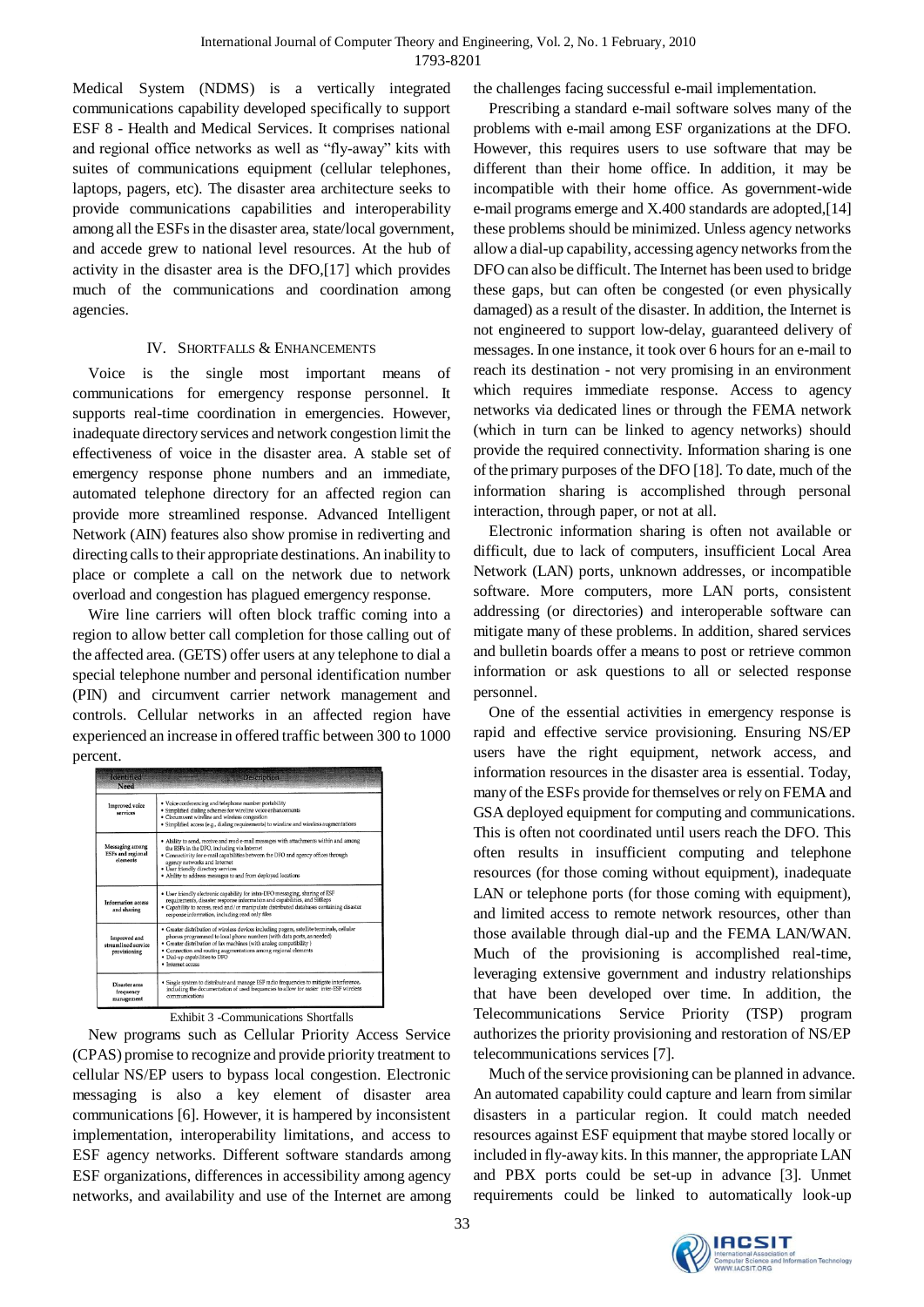Medical System (NDMS) is a vertically integrated communications capability developed specifically to support ESF 8 - Health and Medical Services. It comprises national and regional office networks as well as "fly-away" kits with suites of communications equipment (cellular telephones, laptops, pagers, etc). The disaster area architecture seeks to provide communications capabilities and interoperability among all the ESFs in the disaster area, state/local government, and accede grew to national level resources. At the hub of activity in the disaster area is the DFO,[17] which provides much of the communications and coordination among agencies.

## IV. Shortfalls & Enhancements

Voice is the single most important means of communications for emergency response personnel. It supports real-time coordination in emergencies. However, inadequate directory services and network congestion limit the effectiveness of voice in the disaster area. A stable set of emergency response phone numbers and an immediate, automated telephone directory for an affected region can provide more streamlined response. Advanced Intelligent Network (AIN) features also show promise in rediverting and directing calls to their appropriate destinations. An inability to place or complete a call on the network due to network overload and congestion has plagued emergency response.

Wire line carriers will often block traffic coming into a region to allow better call completion for those calling out of the affected area. (GETS) offer users at any telephone to dial a special telephone number and personal identification number (PIN) and circumvent carrier network management and controls. Cellular networks in an affected region have experienced an increase in offered traffic between 300 to 1000 percent.

| Identified Need | Description |
|---|---|
| Improved voice services | • Voice conferencing and telephone number portability<br>• Simplified dialing schemes for wireline voice enhancements<br>• Circumvent wireline and wireless congestion<br>• Simplified access (e.g., dialing requirements) to wireline and wireless augmentations |
| Messaging among ESFs and regional elements | • Ability to send, receive and read e-mail messages with attachments within and among the ESFs in the DFO, including via Internet<br>• Connectivity for e-mail capabilities between the DFO and agency offices through agency networks and Internet<br>• User friendly directory services<br>• Ability to address messages to and from deployed locations |
| Information access and sharing | • User friendly electronic capability for intra-DFO messaging, sharing of ESF requirements, disaster response information and capabilities, and SitReps<br>• Capability to access, read and/or manipulate distributed databases containing disaster response information, including read only files |
| Improved and streamlined service provisioning | • Greater distribution of wireless devices including pagers, satellite terminals, cellular phones programmed to local phone numbers (with data ports, as needed)<br>• Greater distribution of fax machines (with analog compatibility)<br>• Connection and routing augmentations among regional elements<br>• Dial-up capabilities to DFO<br>• Internet access |
| Disaster area frequency management | • Single system to distribute and manage ESF radio frequencies to mitigate interference, including the documentation of used frequencies to allow for easier inter-ESF wireless communications |

Exhibit 3 -Communications Shortfalls

New programs such as Cellular Priority Access Service (CPAS) promise to recognize and provide priority treatment to cellular NS/EP users to bypass local congestion. Electronic messaging is also a key element of disaster area communications [6]. However, it is hampered by inconsistent implementation, interoperability limitations, and access to ESF agency networks. Different software standards among ESF organizations, differences in accessibility among agency networks, and availability and use of the Internet are among the challenges facing successful e-mail implementation.

Prescribing a standard e-mail software solves many of the problems with e-mail among ESF organizations at the DFO. However, this requires users to use software that may be different than their home office. In addition, it may be incompatible with their home office. As government-wide e-mail programs emerge and X.400 standards are adopted,[14] these problems should be minimized. Unless agency networks allow a dial-up capability, accessing agency networks from the DFO can also be difficult. The Internet has been used to bridge these gaps, but can often be congested (or even physically damaged) as a result of the disaster. In addition, the Internet is not engineered to support low-delay, guaranteed delivery of messages. In one instance, it took over 6 hours for an e-mail to reach its destination - not very promising in an environment which requires immediate response. Access to agency networks via dedicated lines or through the FEMA network (which in turn can be linked to agency networks) should provide the required connectivity. Information sharing is one of the primary purposes of the DFO [18]. To date, much of the information sharing is accomplished through personal interaction, through paper, or not at all.

Electronic information sharing is often not available or difficult, due to lack of computers, insufficient Local Area Network (LAN) ports, unknown addresses, or incompatible software. More computers, more LAN ports, consistent addressing (or directories) and interoperable software can mitigate many of these problems. In addition, shared services and bulletin boards offer a means to post or retrieve common information or ask questions to all or selected response personnel.

One of the essential activities in emergency response is rapid and effective service provisioning. Ensuring NS/EP users have the right equipment, network access, and information resources in the disaster area is essential. Today, many of the ESFs provide for themselves or rely on FEMA and GSA deployed equipment for computing and communications. This is often not coordinated until users reach the DFO. This often results in insufficient computing and telephone resources (for those coming without equipment), inadequate LAN or telephone ports (for those coming with equipment), and limited access to remote network resources, other than those available through dial-up and the FEMA LAN/WAN. Much of the provisioning is accomplished real-time, leveraging extensive government and industry relationships that have been developed over time. In addition, the Telecommunications Service Priority (TSP) program authorizes the priority provisioning and restoration of NS/EP telecommunications services [7].

Much of the service provisioning can be planned in advance. An automated capability could capture and learn from similar disasters in a particular region. It could match needed resources against ESF equipment that maybe stored locally or included in fly-away kits. In this manner, the appropriate LAN and PBX ports could be set-up in advance [3]. Unmet requirements could be linked to automatically look-up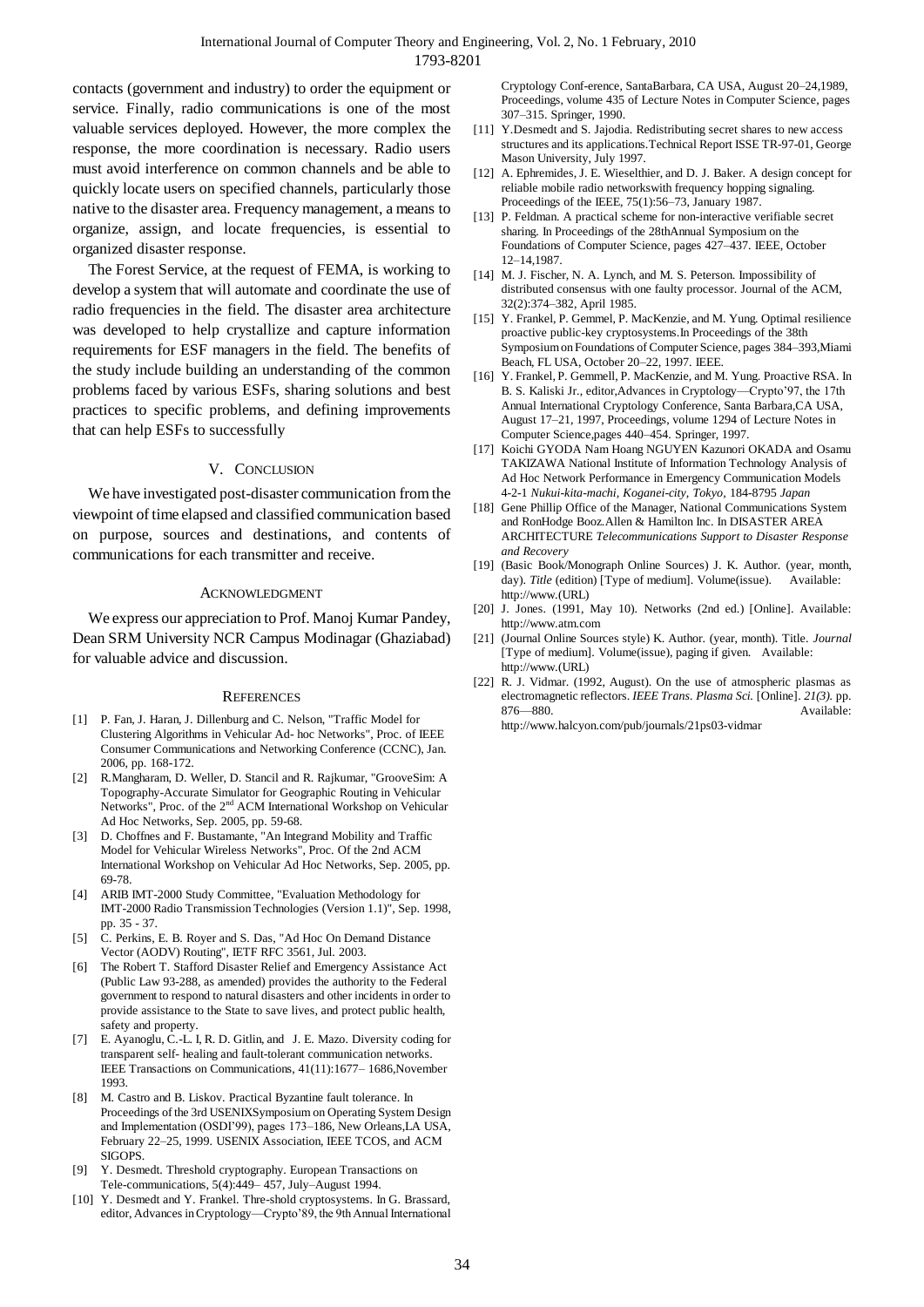contacts (government and industry) to order the equipment or service. Finally, radio communications is one of the most valuable services deployed. However, the more complex the response, the more coordination is necessary. Radio users must avoid interference on common channels and be able to quickly locate users on specified channels, particularly those native to the disaster area. Frequency management, a means to organize, assign, and locate frequencies, is essential to organized disaster response.

The Forest Service, at the request of FEMA, is working to develop a system that will automate and coordinate the use of radio frequencies in the field. The disaster area architecture was developed to help crystallize and capture information requirements for ESF managers in the field. The benefits of the study include building an understanding of the common problems faced by various ESFs, sharing solutions and best practices to specific problems, and defining improvements that can help ESFs to successfully

## V. Conclusion

We have investigated post-disaster communication from the viewpoint of time elapsed and classified communication based on purpose, sources and destinations, and contents of communications for each transmitter and receive.

## Acknowledgment

We express our appreciation to Prof. Manoj Kumar Pandey, Dean SRM University NCR Campus Modinagar (Ghaziabad) for valuable advice and discussion.

## References

[1] P. Fan, J. Haran, J. Dillenburg and C. Nelson, "Traffic Model for Clustering Algorithms in Vehicular Ad- hoc Networks", Proc. of IEEE Consumer Communications and Networking Conference (CCNC), Jan. 2006, pp. 168-172.

[2] R.Mangharam, D. Weller, D. Stancil and R. Rajkumar, "GrooveSim: A Topography-Accurate Simulator for Geographic Routing in Vehicular Networks", Proc. of the 2nd ACM International Workshop on Vehicular Ad Hoc Networks, Sep. 2005, pp. 59-68.

[3] D. Choffnes and F. Bustamante, "An Integrand Mobility and Traffic Model for Vehicular Wireless Networks", Proc. Of the 2nd ACM International Workshop on Vehicular Ad Hoc Networks, Sep. 2005, pp. 69-78.

[4] ARIB IMT-2000 Study Committee, "Evaluation Methodology for IMT-2000 Radio Transmission Technologies (Version 1.1)", Sep. 1998, pp. 35 - 37.

[5] C. Perkins, E. B. Royer and S. Das, "Ad Hoc On Demand Distance Vector (AODV) Routing", IETF RFC 3561, Jul. 2003.

[6] The Robert T. Stafford Disaster Relief and Emergency Assistance Act (Public Law 93-288, as amended) provides the authority to the Federal government to respond to natural disasters and other incidents in order to provide assistance to the State to save lives, and protect public health, safety and property.

[7] E. Ayanoglu, C.-L. I, R. D. Gitlin, and J. E. Mazo. Diversity coding for transparent self- healing and fault-tolerant communication networks. IEEE Transactions on Communications, 41(11):1677– 1686,November 1993.

[8] M. Castro and B. Liskov. Practical Byzantine fault tolerance. In Proceedings of the 3rd USENIXSymposium on Operating System Design and Implementation (OSDI'99), pages 173–186, New Orleans,LA USA, February 22–25, 1999. USENIX Association, IEEE TCOS, and ACM SIGOPS.

[9] Y. Desmedt. Threshold cryptography. European Transactions on Tele-communications, 5(4):449– 457, July–August 1994.

[10] Y. Desmedt and Y. Frankel. Thre-shold cryptosystems. In G. Brassard, editor, Advances in Cryptology—Crypto'89, the 9th Annual International Cryptology Conf-erence, SantaBarbara, CA USA, August 20–24,1989, Proceedings, volume 435 of Lecture Notes in Computer Science, pages 307–315. Springer, 1990.

[11] Y.Desmedt and S. Jajodia. Redistributing secret shares to new access structures and its applications.Technical Report ISSE TR-97-01, George Mason University, July 1997.

[12] A. Ephremides, J. E. Wieselthier, and D. J. Baker. A design concept for reliable mobile radio networkswith frequency hopping signaling. Proceedings of the IEEE, 75(1):56–73, January 1987.

[13] P. Feldman. A practical scheme for non-interactive verifiable secret sharing. In Proceedings of the 28thAnnual Symposium on the Foundations of Computer Science, pages 427–437. IEEE, October 12–14,1987.

[14] M. J. Fischer, N. A. Lynch, and M. S. Peterson. Impossibility of distributed consensus with one faulty processor. Journal of the ACM, 32(2):374–382, April 1985.

[15] Y. Frankel, P. Gemmel, P. MacKenzie, and M. Yung. Optimal resilience proactive public-key cryptosystems.In Proceedings of the 38th Symposium on Foundations of Computer Science, pages 384–393,Miami Beach, FL USA, October 20–22, 1997. IEEE.

[16] Y. Frankel, P. Gemmell, P. MacKenzie, and M. Yung. Proactive RSA. In B. S. Kaliski Jr., editor,Advances in Cryptology—Crypto'97, the 17th Annual International Cryptology Conference, Santa Barbara,CA USA, August 17–21, 1997, Proceedings, volume 1294 of Lecture Notes in Computer Science,pages 440–454. Springer, 1997.

[17] Koichi GYODA Nam Hoang NGUYEN Kazunori OKADA and Osamu TAKIZAWA National Institute of Information Technology Analysis of Ad Hoc Network Performance in Emergency Communication Models 4-2-1 *Nukui-kita-machi, Koganei-city, Tokyo,* 184-8795 *Japan*

[18] Gene Phillip Office of the Manager, National Communications System and RonHodge Booz.Allen & Hamilton Inc. In DISASTER AREA ARCHITECTURE *Telecommunications Support to Disaster Response and Recovery*

[19] (Basic Book/Monograph Online Sources) J. K. Author. (year, month, day). *Title* (edition) [Type of medium]. Volume(issue). Available: http://www.(URL)

[20] J. Jones. (1991, May 10). Networks (2nd ed.) [Online]. Available: http://www.atm.com

[21] (Journal Online Sources style) K. Author. (year, month). Title. *Journal* [Type of medium]. Volume(issue), paging if given. Available: http://www.(URL)

[22] R. J. Vidmar. (1992, August). On the use of atmospheric plasmas as electromagnetic reflectors. *IEEE Trans. Plasma Sci.* [Online]. *21(3).* pp. 876—880. Available: http://www.halcyon.com/pub/journals/21ps03-vidmar